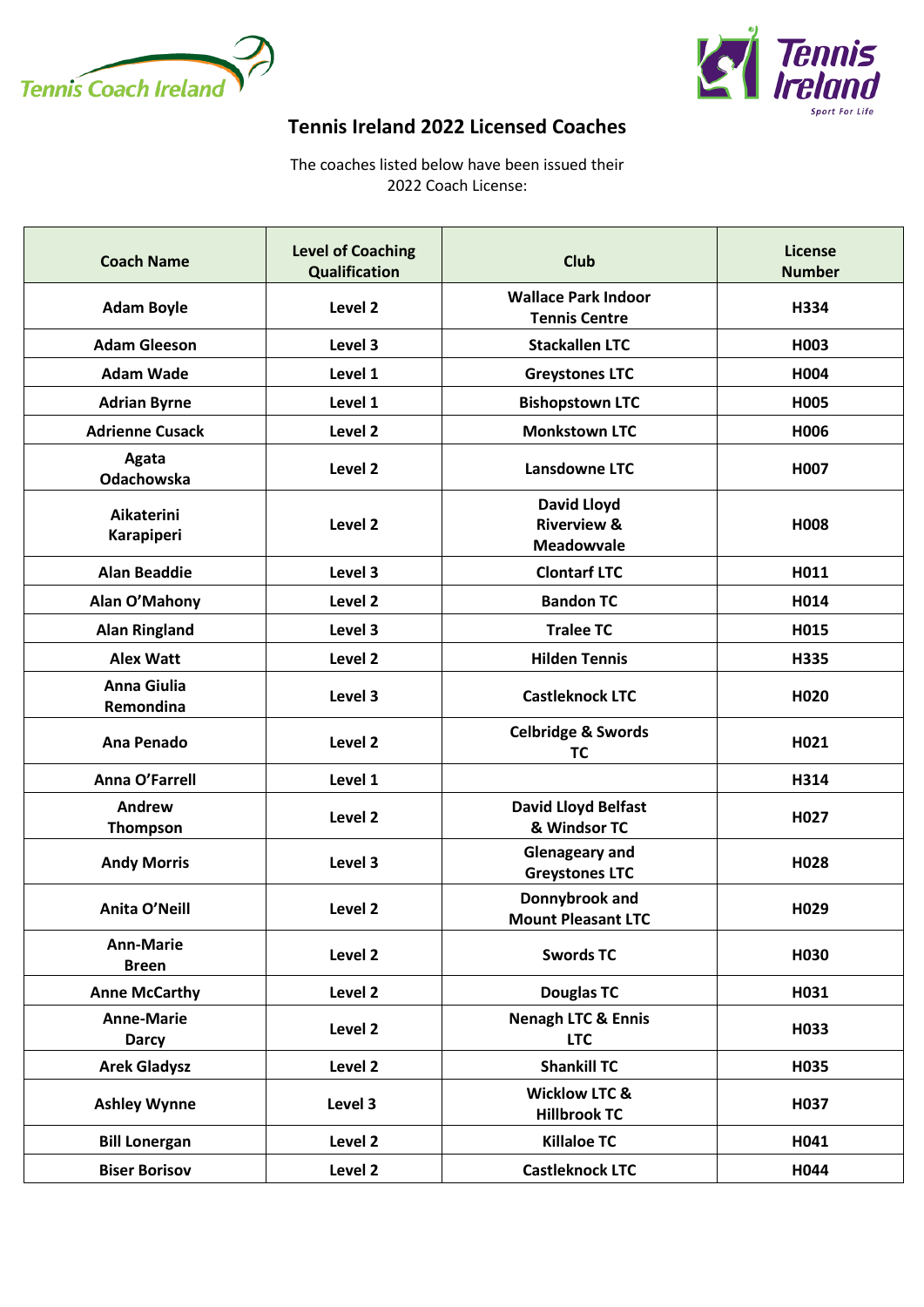# Tennis Ireland 2022 Licensed Coaches

The coaches listed below have been issued their 2022 Coach License:

| Coach Name | Level of Coaching Qualification | Club | License Number |
|---|---|---|---|
| Adam Boyle | Level 2 | Wallace Park Indoor Tennis Centre | H334 |
| Adam Gleeson | Level 3 | Stackallen LTC | H003 |
| Adam Wade | Level 1 | Greystones LTC | H004 |
| Adrian Byrne | Level 1 | Bishopstown LTC | H005 |
| Adrienne Cusack | Level 2 | Monkstown LTC | H006 |
| Agata Odachowska | Level 2 | Lansdowne LTC | H007 |
| Aikaterini Karapiperi | Level 2 | David Lloyd Riverview & Meadowvale | H008 |
| Alan Beaddie | Level 3 | Clontarf LTC | H011 |
| Alan O'Mahony | Level 2 | Bandon TC | H014 |
| Alan Ringland | Level 3 | Tralee TC | H015 |
| Alex Watt | Level 2 | Hilden Tennis | H335 |
| Anna Giulia Remondina | Level 3 | Castleknock LTC | H020 |
| Ana Penado | Level 2 | Celbridge & Swords TC | H021 |
| Anna O'Farrell | Level 1 | | H314 |
| Andrew Thompson | Level 2 | David Lloyd Belfast & Windsor TC | H027 |
| Andy Morris | Level 3 | Glenageary and Greystones LTC | H028 |
| Anita O'Neill | Level 2 | Donnybrook and Mount Pleasant LTC | H029 |
| Ann-Marie Breen | Level 2 | Swords TC | H030 |
| Anne McCarthy | Level 2 | Douglas TC | H031 |
| Anne-Marie Darcy | Level 2 | Nenagh LTC & Ennis LTC | H033 |
| Arek Gladysz | Level 2 | Shankill TC | H035 |
| Ashley Wynne | Level 3 | Wicklow LTC & Hillbrook TC | H037 |
| Bill Lonergan | Level 2 | Killaloe TC | H041 |
| Biser Borisov | Level 2 | Castleknock LTC | H044 |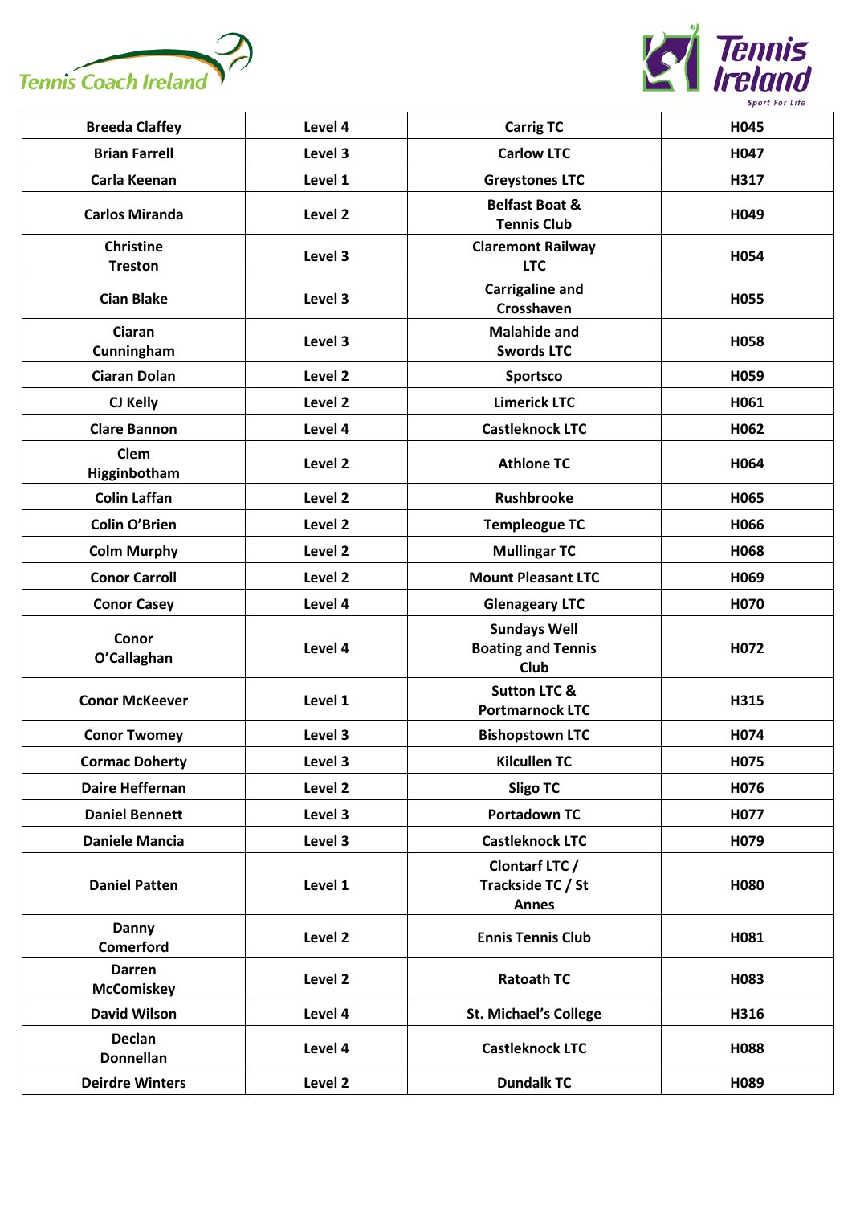Tennis Coach Ireland

Tennis Ireland
Sport For Life

| Breeda Claffey | Level 4 | Carrig TC | H045 |
|---|---|---|---|
| Brian Farrell | Level 3 | Carlow LTC | H047 |
| Carla Keenan | Level 1 | Greystones LTC | H317 |
| Carlos Miranda | Level 2 | Belfast Boat & Tennis Club | H049 |
| Christine Treston | Level 3 | Claremont Railway LTC | H054 |
| Cian Blake | Level 3 | Carrigaline and Crosshaven | H055 |
| Ciaran Cunningham | Level 3 | Malahide and Swords LTC | H058 |
| Ciaran Dolan | Level 2 | Sportsco | H059 |
| CJ Kelly | Level 2 | Limerick LTC | H061 |
| Clare Bannon | Level 4 | Castleknock LTC | H062 |
| Clem Higginbotham | Level 2 | Athlone TC | H064 |
| Colin Laffan | Level 2 | Rushbrooke | H065 |
| Colin O'Brien | Level 2 | Templeogue TC | H066 |
| Colm Murphy | Level 2 | Mullingar TC | H068 |
| Conor Carroll | Level 2 | Mount Pleasant LTC | H069 |
| Conor Casey | Level 4 | Glenageary LTC | H070 |
| Conor O'Callaghan | Level 4 | Sundays Well Boating and Tennis Club | H072 |
| Conor McKeever | Level 1 | Sutton LTC & Portmarnock LTC | H315 |
| Conor Twomey | Level 3 | Bishopstown LTC | H074 |
| Cormac Doherty | Level 3 | Kilcullen TC | H075 |
| Daire Heffernan | Level 2 | Sligo TC | H076 |
| Daniel Bennett | Level 3 | Portadown TC | H077 |
| Daniele Mancia | Level 3 | Castleknock LTC | H079 |
| Daniel Patten | Level 1 | Clontarf LTC / Trackside TC / St Annes | H080 |
| Danny Comerford | Level 2 | Ennis Tennis Club | H081 |
| Darren McComiskey | Level 2 | Ratoath TC | H083 |
| David Wilson | Level 4 | St. Michael's College | H316 |
| Declan Donnellan | Level 4 | Castleknock LTC | H088 |
| Deirdre Winters | Level 2 | Dundalk TC | H089 |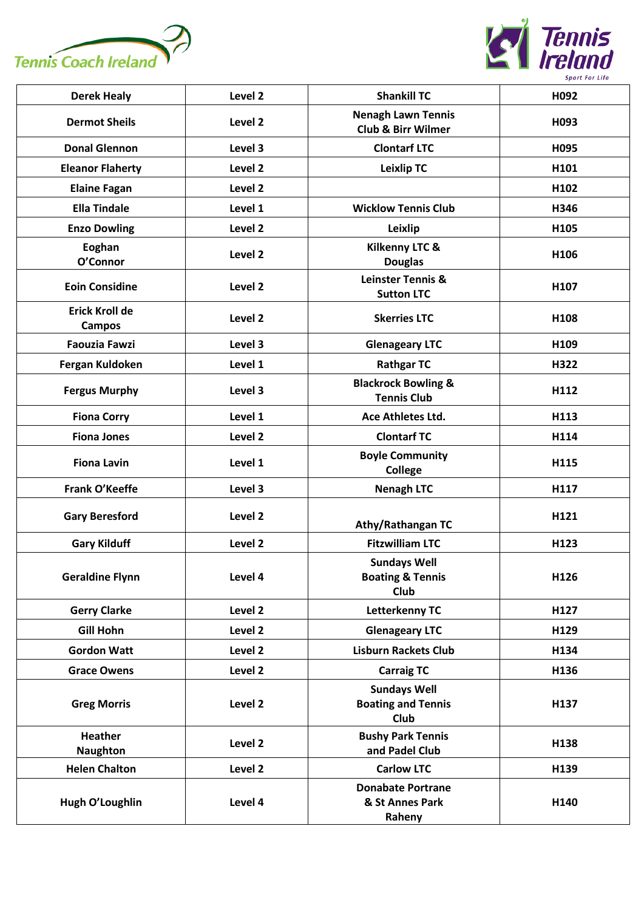| Derek Healy | Level 2 | Shankill TC | H092 |
|---|---|---|---|
| Dermot Sheils | Level 2 | Nenagh Lawn Tennis Club & Birr Wilmer | H093 |
| Donal Glennon | Level 3 | Clontarf LTC | H095 |
| Eleanor Flaherty | Level 2 | Leixlip TC | H101 |
| Elaine Fagan | Level 2 | | H102 |
| Ella Tindale | Level 1 | Wicklow Tennis Club | H346 |
| Enzo Dowling | Level 2 | Leixlip | H105 |
| Eoghan O'Connor | Level 2 | Kilkenny LTC & Douglas | H106 |
| Eoin Considine | Level 2 | Leinster Tennis & Sutton LTC | H107 |
| Erick Kroll de Campos | Level 2 | Skerries LTC | H108 |
| Faouzia Fawzi | Level 3 | Glenageary LTC | H109 |
| Fergan Kuldoken | Level 1 | Rathgar TC | H322 |
| Fergus Murphy | Level 3 | Blackrock Bowling & Tennis Club | H112 |
| Fiona Corry | Level 1 | Ace Athletes Ltd. | H113 |
| Fiona Jones | Level 2 | Clontarf TC | H114 |
| Fiona Lavin | Level 1 | Boyle Community College | H115 |
| Frank O'Keeffe | Level 3 | Nenagh LTC | H117 |
| Gary Beresford | Level 2 | Athy/Rathangan TC | H121 |
| Gary Kilduff | Level 2 | Fitzwilliam LTC | H123 |
| Geraldine Flynn | Level 4 | Sundays Well Boating & Tennis Club | H126 |
| Gerry Clarke | Level 2 | Letterkenny TC | H127 |
| Gill Hohn | Level 2 | Glenageary LTC | H129 |
| Gordon Watt | Level 2 | Lisburn Rackets Club | H134 |
| Grace Owens | Level 2 | Carraig TC | H136 |
| Greg Morris | Level 2 | Sundays Well Boating and Tennis Club | H137 |
| Heather Naughton | Level 2 | Bushy Park Tennis and Padel Club | H138 |
| Helen Chalton | Level 2 | Carlow LTC | H139 |
| Hugh O'Loughlin | Level 4 | Donabate Portrane & St Annes Park Raheny | H140 |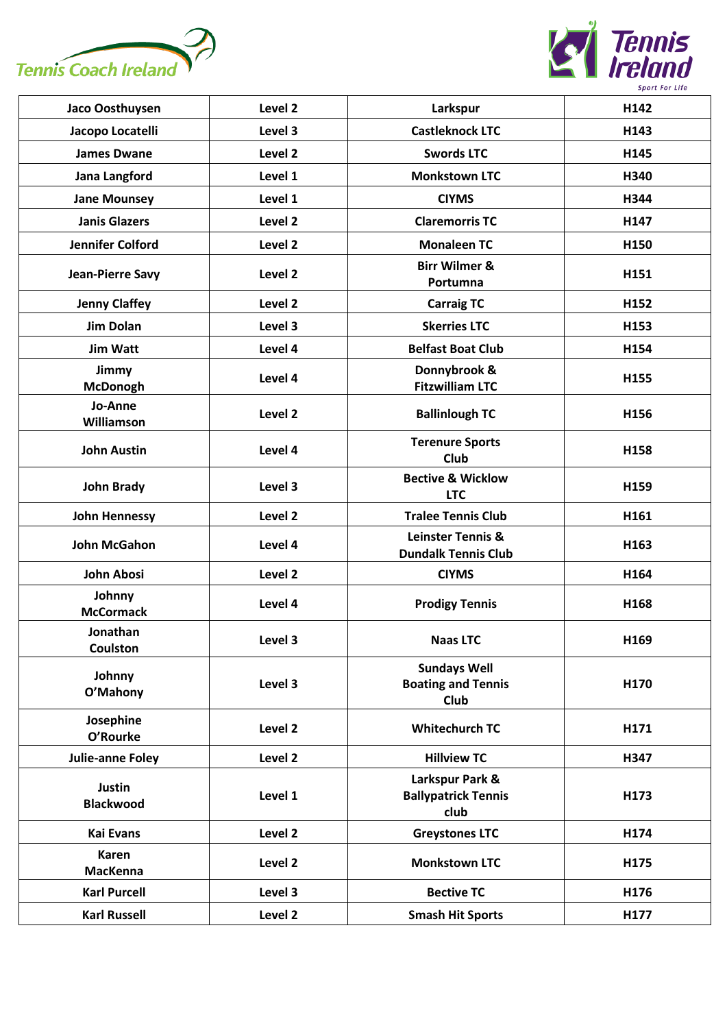| Jaco Oosthuysen | Level 2 | Larkspur | H142 |
|---|---|---|---|
| Jacopo Locatelli | Level 3 | Castleknock LTC | H143 |
| James Dwane | Level 2 | Swords LTC | H145 |
| Jana Langford | Level 1 | Monkstown LTC | H340 |
| Jane Mounsey | Level 1 | CIYMS | H344 |
| Janis Glazers | Level 2 | Claremorris TC | H147 |
| Jennifer Colford | Level 2 | Monaleen TC | H150 |
| Jean-Pierre Savy | Level 2 | Birr Wilmer & Portumna | H151 |
| Jenny Claffey | Level 2 | Carraig TC | H152 |
| Jim Dolan | Level 3 | Skerries LTC | H153 |
| Jim Watt | Level 4 | Belfast Boat Club | H154 |
| Jimmy McDonogh | Level 4 | Donnybrook & Fitzwilliam LTC | H155 |
| Jo-Anne Williamson | Level 2 | Ballinlough TC | H156 |
| John Austin | Level 4 | Terenure Sports Club | H158 |
| John Brady | Level 3 | Bective & Wicklow LTC | H159 |
| John Hennessy | Level 2 | Tralee Tennis Club | H161 |
| John McGahon | Level 4 | Leinster Tennis & Dundalk Tennis Club | H163 |
| John Abosi | Level 2 | CIYMS | H164 |
| Johnny McCormack | Level 4 | Prodigy Tennis | H168 |
| Jonathan Coulston | Level 3 | Naas LTC | H169 |
| Johnny O'Mahony | Level 3 | Sundays Well Boating and Tennis Club | H170 |
| Josephine O'Rourke | Level 2 | Whitechurch TC | H171 |
| Julie-anne Foley | Level 2 | Hillview TC | H347 |
| Justin Blackwood | Level 1 | Larkspur Park & Ballypatrick Tennis club | H173 |
| Kai Evans | Level 2 | Greystones LTC | H174 |
| Karen MacKenna | Level 2 | Monkstown LTC | H175 |
| Karl Purcell | Level 3 | Bective TC | H176 |
| Karl Russell | Level 2 | Smash Hit Sports | H177 |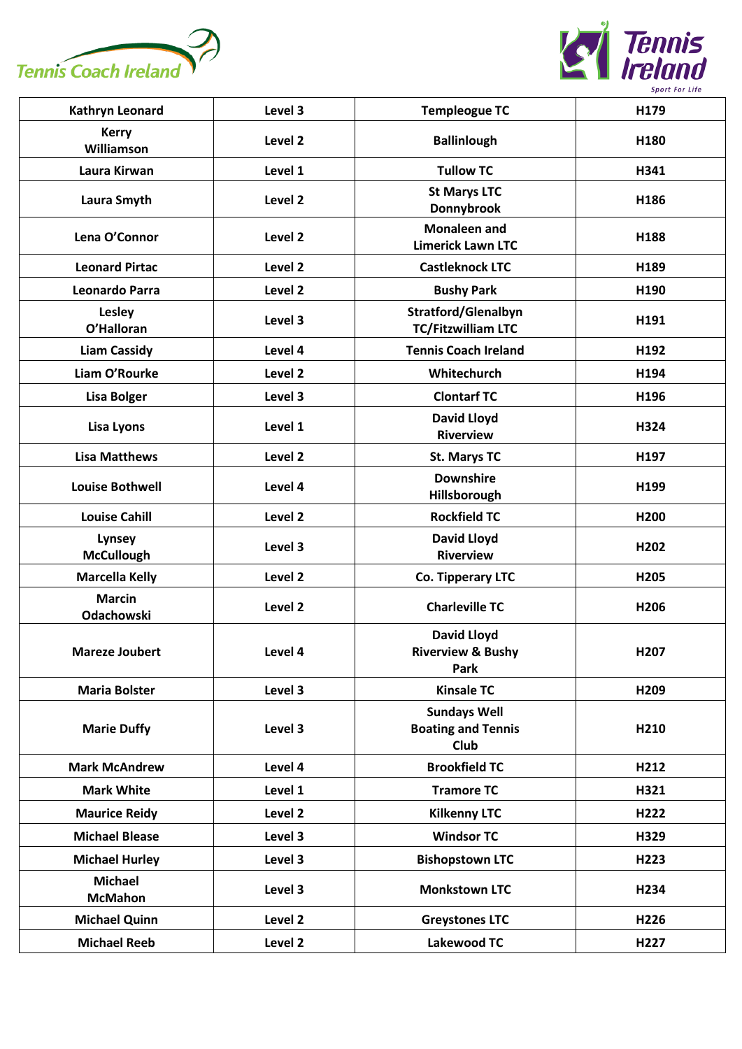| Kathryn Leonard | Level 3 | Templeogue TC | H179 |
|---|---|---|---|
| Kerry Williamson | Level 2 | Ballinlough | H180 |
| Laura Kirwan | Level 1 | Tullow TC | H341 |
| Laura Smyth | Level 2 | St Marys LTC Donnybrook | H186 |
| Lena O'Connor | Level 2 | Monaleen and Limerick Lawn LTC | H188 |
| Leonard Pirtac | Level 2 | Castleknock LTC | H189 |
| Leonardo Parra | Level 2 | Bushy Park | H190 |
| Lesley O'Halloran | Level 3 | Stratford/Glenalbyn TC/Fitzwilliam LTC | H191 |
| Liam Cassidy | Level 4 | Tennis Coach Ireland | H192 |
| Liam O'Rourke | Level 2 | Whitechurch | H194 |
| Lisa Bolger | Level 3 | Clontarf TC | H196 |
| Lisa Lyons | Level 1 | David Lloyd Riverview | H324 |
| Lisa Matthews | Level 2 | St. Marys TC | H197 |
| Louise Bothwell | Level 4 | Downshire Hillsborough | H199 |
| Louise Cahill | Level 2 | Rockfield TC | H200 |
| Lynsey McCullough | Level 3 | David Lloyd Riverview | H202 |
| Marcella Kelly | Level 2 | Co. Tipperary LTC | H205 |
| Marcin Odachowski | Level 2 | Charleville TC | H206 |
| Mareze Joubert | Level 4 | David Lloyd Riverview & Bushy Park | H207 |
| Maria Bolster | Level 3 | Kinsale TC | H209 |
| Marie Duffy | Level 3 | Sundays Well Boating and Tennis Club | H210 |
| Mark McAndrew | Level 4 | Brookfield TC | H212 |
| Mark White | Level 1 | Tramore TC | H321 |
| Maurice Reidy | Level 2 | Kilkenny LTC | H222 |
| Michael Blease | Level 3 | Windsor TC | H329 |
| Michael Hurley | Level 3 | Bishopstown LTC | H223 |
| Michael McMahon | Level 3 | Monkstown LTC | H234 |
| Michael Quinn | Level 2 | Greystones LTC | H226 |
| Michael Reeb | Level 2 | Lakewood TC | H227 |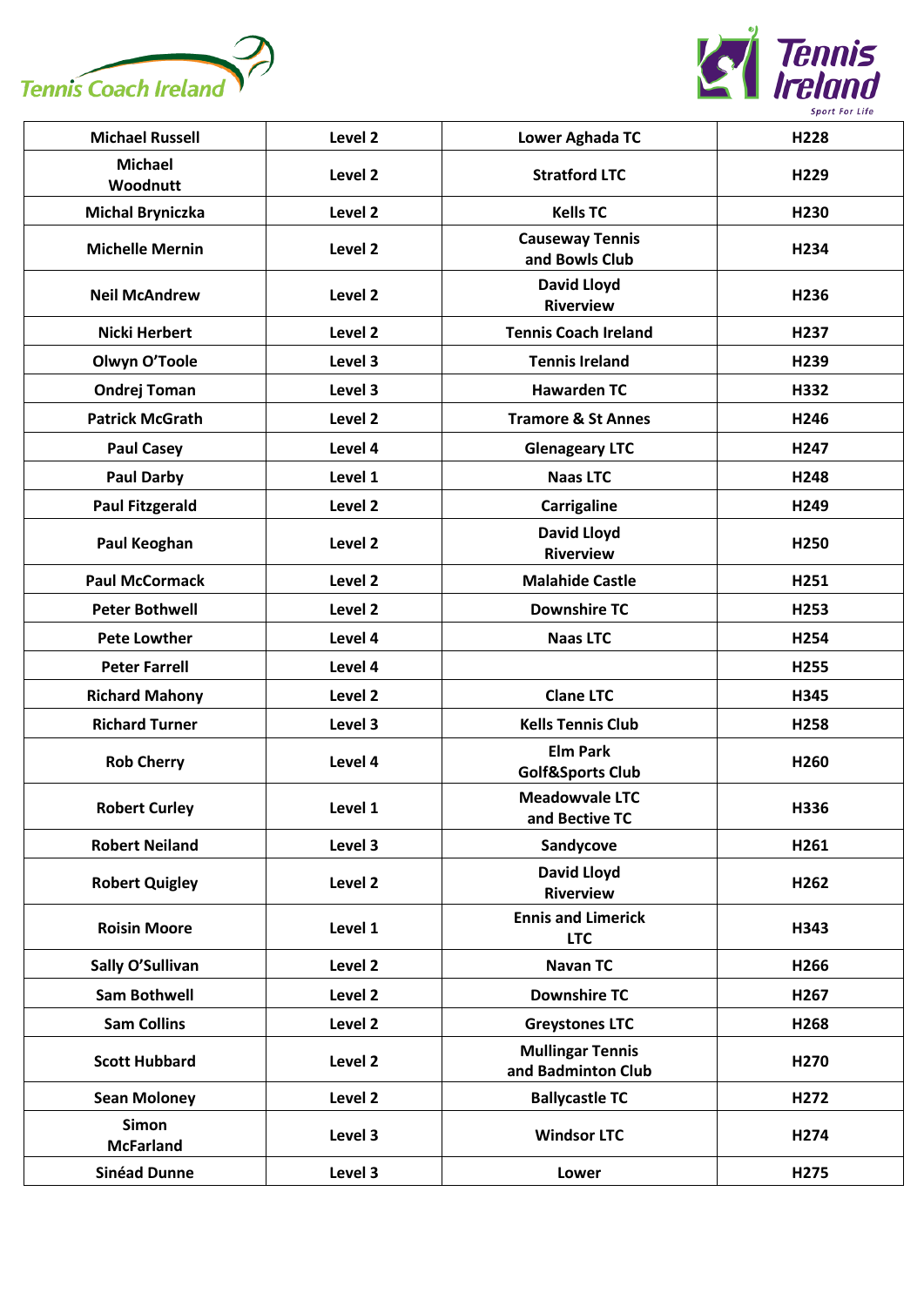| Michael Russell | Level 2 | Lower Aghada TC | H228 |
|---|---|---|---|
| Michael Woodnutt | Level 2 | Stratford LTC | H229 |
| Michal Bryniczka | Level 2 | Kells TC | H230 |
| Michelle Mernin | Level 2 | Causeway Tennis and Bowls Club | H234 |
| Neil McAndrew | Level 2 | David Lloyd Riverview | H236 |
| Nicki Herbert | Level 2 | Tennis Coach Ireland | H237 |
| Olwyn O'Toole | Level 3 | Tennis Ireland | H239 |
| Ondrej Toman | Level 3 | Hawarden TC | H332 |
| Patrick McGrath | Level 2 | Tramore & St Annes | H246 |
| Paul Casey | Level 4 | Glenageary LTC | H247 |
| Paul Darby | Level 1 | Naas LTC | H248 |
| Paul Fitzgerald | Level 2 | Carrigaline | H249 |
| Paul Keoghan | Level 2 | David Lloyd Riverview | H250 |
| Paul McCormack | Level 2 | Malahide Castle | H251 |
| Peter Bothwell | Level 2 | Downshire TC | H253 |
| Pete Lowther | Level 4 | Naas LTC | H254 |
| Peter Farrell | Level 4 | | H255 |
| Richard Mahony | Level 2 | Clane LTC | H345 |
| Richard Turner | Level 3 | Kells Tennis Club | H258 |
| Rob Cherry | Level 4 | Elm Park Golf&Sports Club | H260 |
| Robert Curley | Level 1 | Meadowvale LTC and Bective TC | H336 |
| Robert Neiland | Level 3 | Sandycove | H261 |
| Robert Quigley | Level 2 | David Lloyd Riverview | H262 |
| Roisin Moore | Level 1 | Ennis and Limerick LTC | H343 |
| Sally O'Sullivan | Level 2 | Navan TC | H266 |
| Sam Bothwell | Level 2 | Downshire TC | H267 |
| Sam Collins | Level 2 | Greystones LTC | H268 |
| Scott Hubbard | Level 2 | Mullingar Tennis and Badminton Club | H270 |
| Sean Moloney | Level 2 | Ballycastle TC | H272 |
| Simon McFarland | Level 3 | Windsor LTC | H274 |
| Sinéad Dunne | Level 3 | Lower | H275 |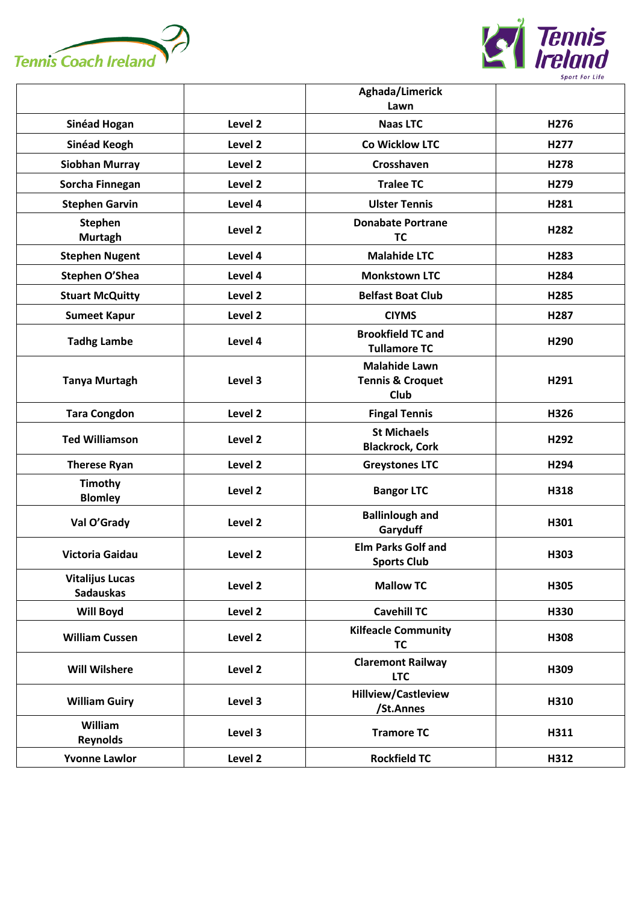| | | | |
|---|---|---|---|
| | | Aghada/Limerick Lawn | |
| Sinéad Hogan | Level 2 | Naas LTC | H276 |
| Sinéad Keogh | Level 2 | Co Wicklow LTC | H277 |
| Siobhan Murray | Level 2 | Crosshaven | H278 |
| Sorcha Finnegan | Level 2 | Tralee TC | H279 |
| Stephen Garvin | Level 4 | Ulster Tennis | H281 |
| Stephen Murtagh | Level 2 | Donabate Portrane TC | H282 |
| Stephen Nugent | Level 4 | Malahide LTC | H283 |
| Stephen O'Shea | Level 4 | Monkstown LTC | H284 |
| Stuart McQuitty | Level 2 | Belfast Boat Club | H285 |
| Sumeet Kapur | Level 2 | CIYMS | H287 |
| Tadhg Lambe | Level 4 | Brookfield TC and Tullamore TC | H290 |
| Tanya Murtagh | Level 3 | Malahide Lawn Tennis & Croquet Club | H291 |
| Tara Congdon | Level 2 | Fingal Tennis | H326 |
| Ted Williamson | Level 2 | St Michaels Blackrock, Cork | H292 |
| Therese Ryan | Level 2 | Greystones LTC | H294 |
| Timothy Blomley | Level 2 | Bangor LTC | H318 |
| Val O'Grady | Level 2 | Ballinlough and Garyduff | H301 |
| Victoria Gaidau | Level 2 | Elm Parks Golf and Sports Club | H303 |
| Vitalijus Lucas Sadauskas | Level 2 | Mallow TC | H305 |
| Will Boyd | Level 2 | Cavehill TC | H330 |
| William Cussen | Level 2 | Kilfeacle Community TC | H308 |
| Will Wilshere | Level 2 | Claremont Railway LTC | H309 |
| William Guiry | Level 3 | Hillview/Castleview /St.Annes | H310 |
| William Reynolds | Level 3 | Tramore TC | H311 |
| Yvonne Lawlor | Level 2 | Rockfield TC | H312 |